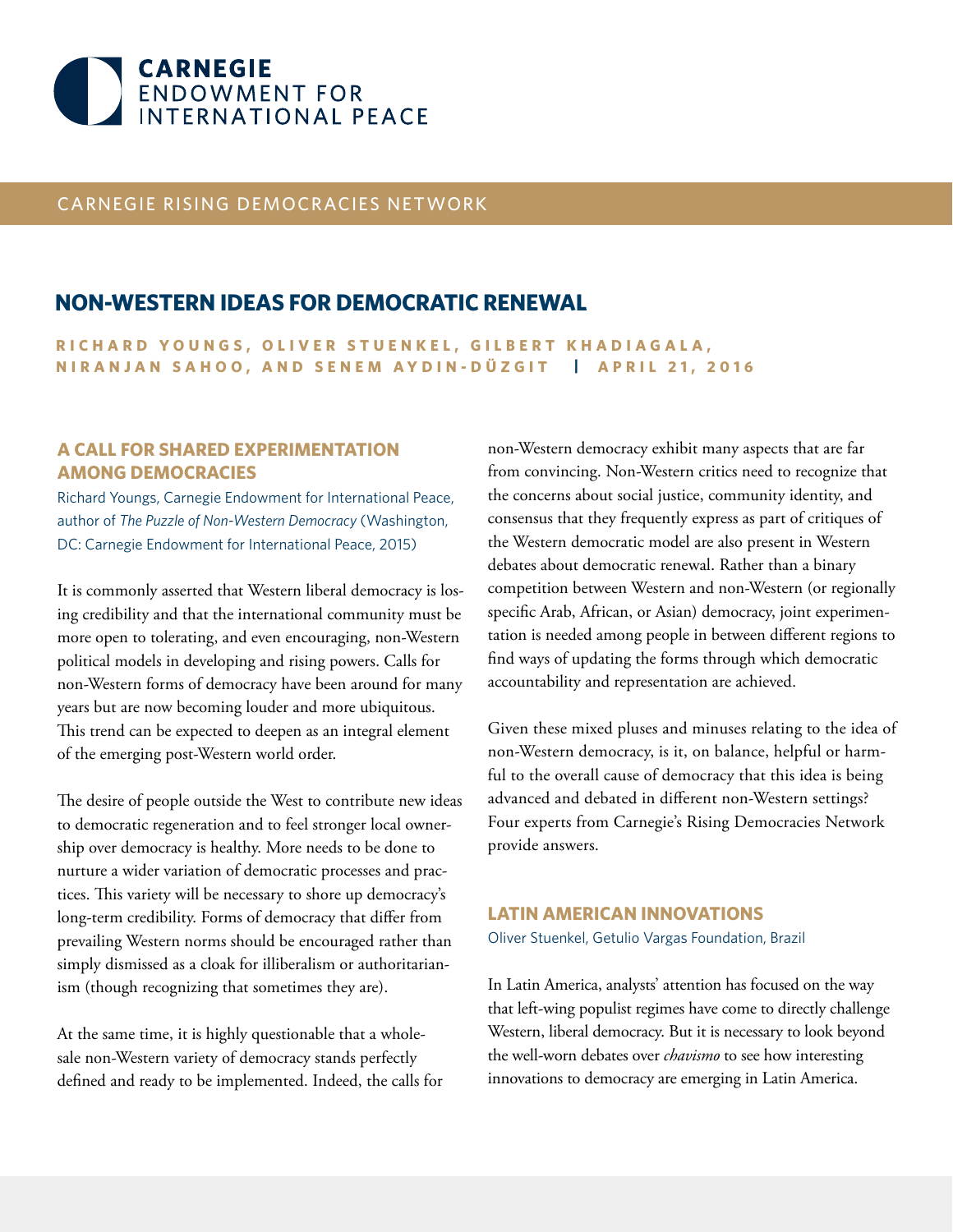CARNEGIE ENDOWMENT FOR INTERNATIONAL PEACE

CARNEGIE RISING DEMOCRACIES NETWORK

# NON-WESTERN IDEAS FOR DEMOCRATIC RENEWAL

**RICHARD YOUNGS, OLIVER STUENKEL, GILBERT KHADIAGALA, NIRANJAN SAHOO, AND SENEM AYDIN-DÜZGIT | APRIL 21, 2016**

## A CALL FOR SHARED EXPERIMENTATION AMONG DEMOCRACIES

Richard Youngs, Carnegie Endowment for International Peace, author of *The Puzzle of Non-Western Democracy* (Washington, DC: Carnegie Endowment for International Peace, 2015)

It is commonly asserted that Western liberal democracy is losing credibility and that the international community must be more open to tolerating, and even encouraging, non-Western political models in developing and rising powers. Calls for non-Western forms of democracy have been around for many years but are now becoming louder and more ubiquitous. This trend can be expected to deepen as an integral element of the emerging post-Western world order.

The desire of people outside the West to contribute new ideas to democratic regeneration and to feel stronger local ownership over democracy is healthy. More needs to be done to nurture a wider variation of democratic processes and practices. This variety will be necessary to shore up democracy's long-term credibility. Forms of democracy that differ from prevailing Western norms should be encouraged rather than simply dismissed as a cloak for illiberalism or authoritarianism (though recognizing that sometimes they are).

At the same time, it is highly questionable that a wholesale non-Western variety of democracy stands perfectly defined and ready to be implemented. Indeed, the calls for non-Western democracy exhibit many aspects that are far from convincing. Non-Western critics need to recognize that the concerns about social justice, community identity, and consensus that they frequently express as part of critiques of the Western democratic model are also present in Western debates about democratic renewal. Rather than a binary competition between Western and non-Western (or regionally specific Arab, African, or Asian) democracy, joint experimentation is needed among people in between different regions to find ways of updating the forms through which democratic accountability and representation are achieved.

Given these mixed pluses and minuses relating to the idea of non-Western democracy, is it, on balance, helpful or harmful to the overall cause of democracy that this idea is being advanced and debated in different non-Western settings? Four experts from Carnegie's Rising Democracies Network provide answers.

## LATIN AMERICAN INNOVATIONS

Oliver Stuenkel, Getulio Vargas Foundation, Brazil

In Latin America, analysts' attention has focused on the way that left-wing populist regimes have come to directly challenge Western, liberal democracy. But it is necessary to look beyond the well-worn debates over *chavismo* to see how interesting innovations to democracy are emerging in Latin America.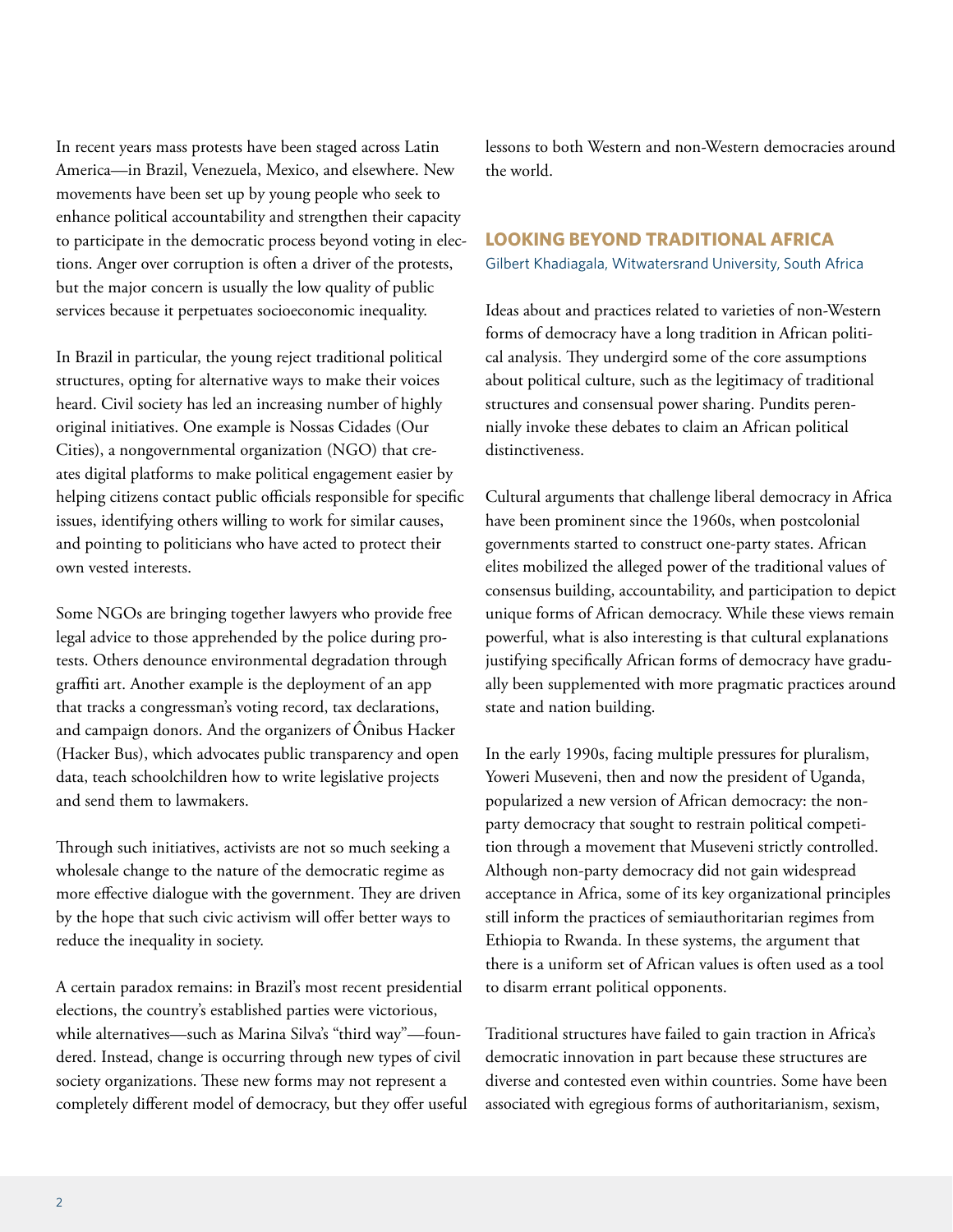In recent years mass protests have been staged across Latin America—in Brazil, Venezuela, Mexico, and elsewhere. New movements have been set up by young people who seek to enhance political accountability and strengthen their capacity to participate in the democratic process beyond voting in elections. Anger over corruption is often a driver of the protests, but the major concern is usually the low quality of public services because it perpetuates socioeconomic inequality.

In Brazil in particular, the young reject traditional political structures, opting for alternative ways to make their voices heard. Civil society has led an increasing number of highly original initiatives. One example is Nossas Cidades (Our Cities), a nongovernmental organization (NGO) that creates digital platforms to make political engagement easier by helping citizens contact public officials responsible for specific issues, identifying others willing to work for similar causes, and pointing to politicians who have acted to protect their own vested interests.

Some NGOs are bringing together lawyers who provide free legal advice to those apprehended by the police during protests. Others denounce environmental degradation through graffiti art. Another example is the deployment of an app that tracks a congressman's voting record, tax declarations, and campaign donors. And the organizers of Ônibus Hacker (Hacker Bus), which advocates public transparency and open data, teach schoolchildren how to write legislative projects and send them to lawmakers.

Through such initiatives, activists are not so much seeking a wholesale change to the nature of the democratic regime as more effective dialogue with the government. They are driven by the hope that such civic activism will offer better ways to reduce the inequality in society.

A certain paradox remains: in Brazil's most recent presidential elections, the country's established parties were victorious, while alternatives—such as Marina Silva's "third way"—foundered. Instead, change is occurring through new types of civil society organizations. These new forms may not represent a completely different model of democracy, but they offer useful lessons to both Western and non-Western democracies around the world.

## LOOKING BEYOND TRADITIONAL AFRICA

Gilbert Khadiagala, Witwatersrand University, South Africa

Ideas about and practices related to varieties of non-Western forms of democracy have a long tradition in African political analysis. They undergird some of the core assumptions about political culture, such as the legitimacy of traditional structures and consensual power sharing. Pundits perennially invoke these debates to claim an African political distinctiveness.

Cultural arguments that challenge liberal democracy in Africa have been prominent since the 1960s, when postcolonial governments started to construct one-party states. African elites mobilized the alleged power of the traditional values of consensus building, accountability, and participation to depict unique forms of African democracy. While these views remain powerful, what is also interesting is that cultural explanations justifying specifically African forms of democracy have gradually been supplemented with more pragmatic practices around state and nation building.

In the early 1990s, facing multiple pressures for pluralism, Yoweri Museveni, then and now the president of Uganda, popularized a new version of African democracy: the non-party democracy that sought to restrain political competition through a movement that Museveni strictly controlled. Although non-party democracy did not gain widespread acceptance in Africa, some of its key organizational principles still inform the practices of semiauthoritarian regimes from Ethiopia to Rwanda. In these systems, the argument that there is a uniform set of African values is often used as a tool to disarm errant political opponents.

Traditional structures have failed to gain traction in Africa's democratic innovation in part because these structures are diverse and contested even within countries. Some have been associated with egregious forms of authoritarianism, sexism,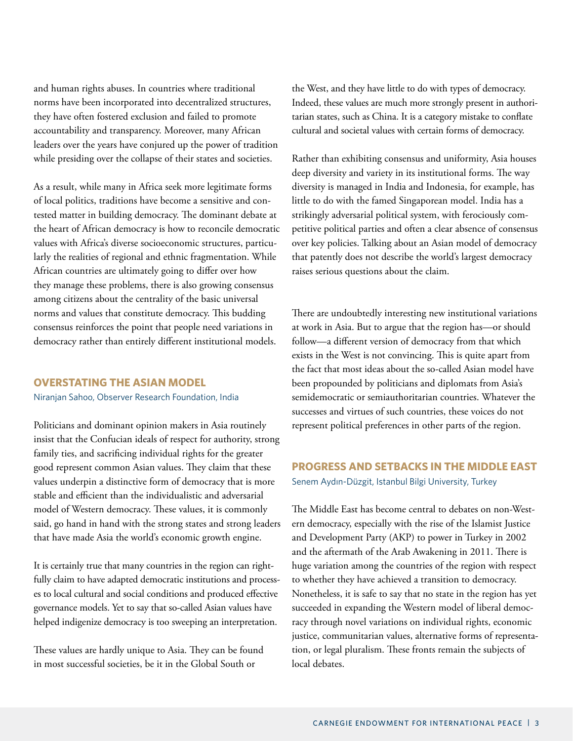and human rights abuses. In countries where traditional norms have been incorporated into decentralized structures, they have often fostered exclusion and failed to promote accountability and transparency. Moreover, many African leaders over the years have conjured up the power of tradition while presiding over the collapse of their states and societies.

As a result, while many in Africa seek more legitimate forms of local politics, traditions have become a sensitive and contested matter in building democracy. The dominant debate at the heart of African democracy is how to reconcile democratic values with Africa's diverse socioeconomic structures, particularly the realities of regional and ethnic fragmentation. While African countries are ultimately going to differ over how they manage these problems, there is also growing consensus among citizens about the centrality of the basic universal norms and values that constitute democracy. This budding consensus reinforces the point that people need variations in democracy rather than entirely different institutional models.

## OVERSTATING THE ASIAN MODEL

Niranjan Sahoo, Observer Research Foundation, India

Politicians and dominant opinion makers in Asia routinely insist that the Confucian ideals of respect for authority, strong family ties, and sacrificing individual rights for the greater good represent common Asian values. They claim that these values underpin a distinctive form of democracy that is more stable and efficient than the individualistic and adversarial model of Western democracy. These values, it is commonly said, go hand in hand with the strong states and strong leaders that have made Asia the world's economic growth engine.

It is certainly true that many countries in the region can rightfully claim to have adapted democratic institutions and processes to local cultural and social conditions and produced effective governance models. Yet to say that so-called Asian values have helped indigenize democracy is too sweeping an interpretation.

These values are hardly unique to Asia. They can be found in most successful societies, be it in the Global South or the West, and they have little to do with types of democracy. Indeed, these values are much more strongly present in authoritarian states, such as China. It is a category mistake to conflate cultural and societal values with certain forms of democracy.

Rather than exhibiting consensus and uniformity, Asia houses deep diversity and variety in its institutional forms. The way diversity is managed in India and Indonesia, for example, has little to do with the famed Singaporean model. India has a strikingly adversarial political system, with ferociously competitive political parties and often a clear absence of consensus over key policies. Talking about an Asian model of democracy that patently does not describe the world's largest democracy raises serious questions about the claim.

There are undoubtedly interesting new institutional variations at work in Asia. But to argue that the region has—or should follow—a different version of democracy from that which exists in the West is not convincing. This is quite apart from the fact that most ideas about the so-called Asian model have been propounded by politicians and diplomats from Asia's semidemocratic or semiauthoritarian countries. Whatever the successes and virtues of such countries, these voices do not represent political preferences in other parts of the region.

## PROGRESS AND SETBACKS IN THE MIDDLE EAST

Senem Aydın-Düzgit, Istanbul Bilgi University, Turkey

The Middle East has become central to debates on non-Western democracy, especially with the rise of the Islamist Justice and Development Party (AKP) to power in Turkey in 2002 and the aftermath of the Arab Awakening in 2011. There is huge variation among the countries of the region with respect to whether they have achieved a transition to democracy. Nonetheless, it is safe to say that no state in the region has yet succeeded in expanding the Western model of liberal democracy through novel variations on individual rights, economic justice, communitarian values, alternative forms of representation, or legal pluralism. These fronts remain the subjects of local debates.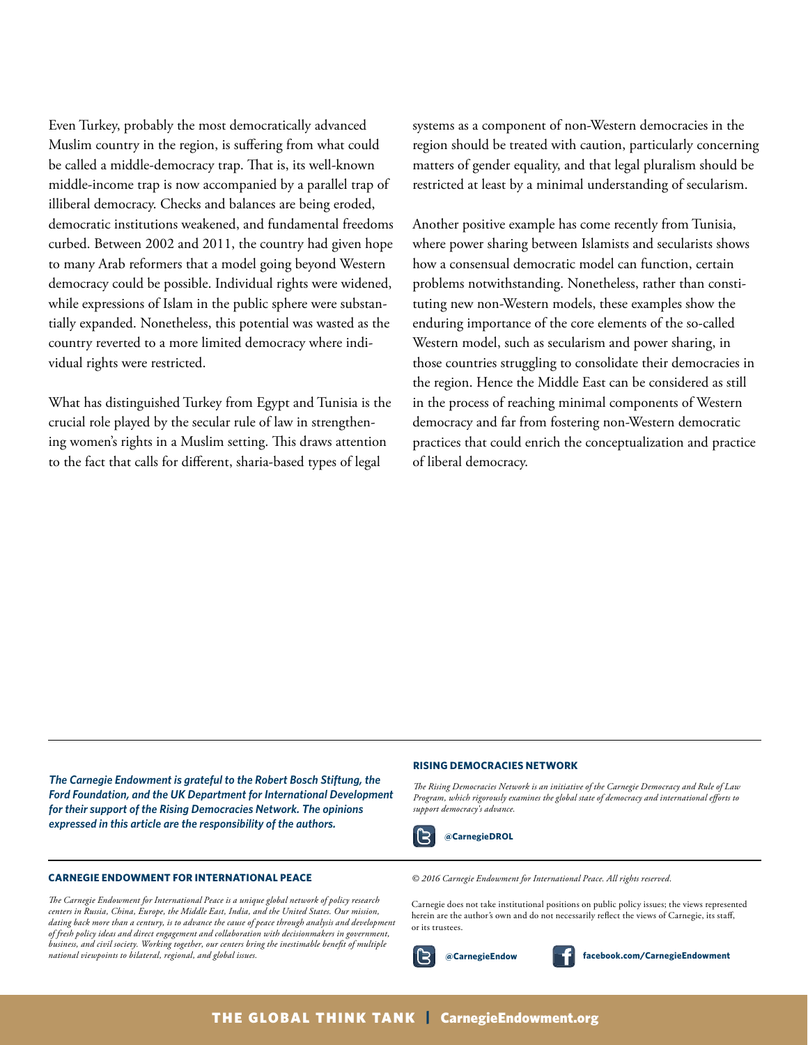Even Turkey, probably the most democratically advanced Muslim country in the region, is suffering from what could be called a middle-democracy trap. That is, its well-known middle-income trap is now accompanied by a parallel trap of illiberal democracy. Checks and balances are being eroded, democratic institutions weakened, and fundamental freedoms curbed. Between 2002 and 2011, the country had given hope to many Arab reformers that a model going beyond Western democracy could be possible. Individual rights were widened, while expressions of Islam in the public sphere were substantially expanded. Nonetheless, this potential was wasted as the country reverted to a more limited democracy where individual rights were restricted.

What has distinguished Turkey from Egypt and Tunisia is the crucial role played by the secular rule of law in strengthening women's rights in a Muslim setting. This draws attention to the fact that calls for different, sharia-based types of legal systems as a component of non-Western democracies in the region should be treated with caution, particularly concerning matters of gender equality, and that legal pluralism should be restricted at least by a minimal understanding of secularism.

Another positive example has come recently from Tunisia, where power sharing between Islamists and secularists shows how a consensual democratic model can function, certain problems notwithstanding. Nonetheless, rather than constituting new non-Western models, these examples show the enduring importance of the core elements of the so-called Western model, such as secularism and power sharing, in those countries struggling to consolidate their democracies in the region. Hence the Middle East can be considered as still in the process of reaching minimal components of Western democracy and far from fostering non-Western democratic practices that could enrich the conceptualization and practice of liberal democracy.

***The Carnegie Endowment is grateful to the Robert Bosch Stiftung, the Ford Foundation, and the UK Department for International Development for their support of the Rising Democracies Network. The opinions expressed in this article are the responsibility of the authors.***

**RISING DEMOCRACIES NETWORK**

*The Rising Democracies Network is an initiative of the Carnegie Democracy and Rule of Law Program, which rigorously examines the global state of democracy and international efforts to support democracy's advance.*

@CarnegieDROL

**CARNEGIE ENDOWMENT FOR INTERNATIONAL PEACE**

*The Carnegie Endowment for International Peace is a unique global network of policy research centers in Russia, China, Europe, the Middle East, India, and the United States. Our mission, dating back more than a century, is to advance the cause of peace through analysis and development of fresh policy ideas and direct engagement and collaboration with decisionmakers in government, business, and civil society. Working together, our centers bring the inestimable benefit of multiple national viewpoints to bilateral, regional, and global issues.*

*© 2016 Carnegie Endowment for International Peace. All rights reserved.*

Carnegie does not take institutional positions on public policy issues; the views represented herein are the author's own and do not necessarily reflect the views of Carnegie, its staff, or its trustees.

@CarnegieEndow

facebook.com/CarnegieEndowment

**THE GLOBAL THINK TANK | CarnegieEndowment.org**